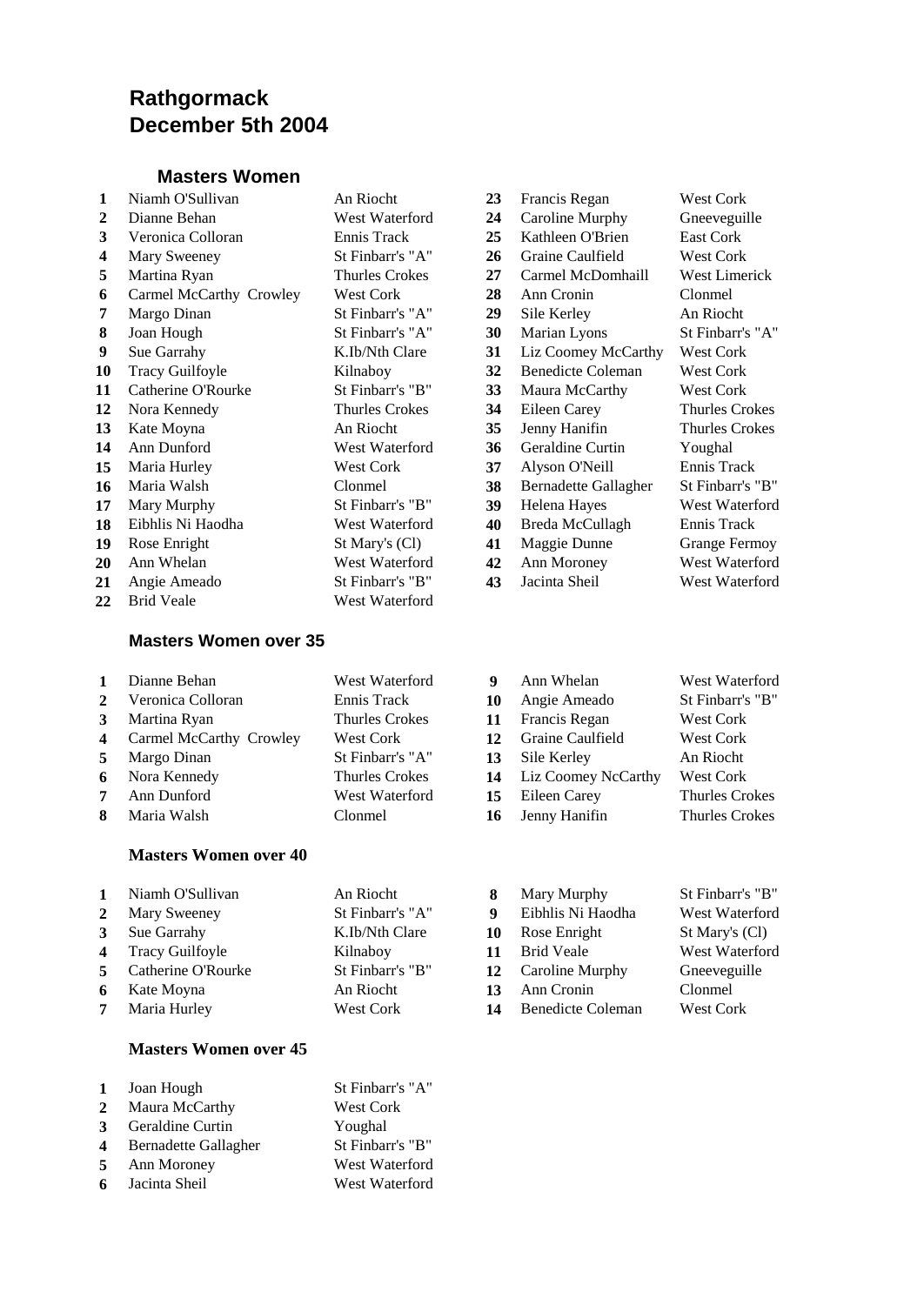# Rathgormack
# December 5th 2004

## Masters Women

| Pos | Name | Club |
|---|---|---|
| 1 | Niamh O'Sullivan | An Riocht |
| 2 | Dianne Behan | West Waterford |
| 3 | Veronica Colloran | Ennis Track |
| 4 | Mary Sweeney | St Finbarr's "A" |
| 5 | Martina Ryan | Thurles Crokes |
| 6 | Carmel McCarthy Crowley | West Cork |
| 7 | Margo Dinan | St Finbarr's "A" |
| 8 | Joan Hough | St Finbarr's "A" |
| 9 | Sue Garrahy | K.Ib/Nth Clare |
| 10 | Tracy Guilfoyle | Kilnaboy |
| 11 | Catherine O'Rourke | St Finbarr's "B" |
| 12 | Nora Kennedy | Thurles Crokes |
| 13 | Kate Moyna | An Riocht |
| 14 | Ann Dunford | West Waterford |
| 15 | Maria Hurley | West Cork |
| 16 | Maria Walsh | Clonmel |
| 17 | Mary Murphy | St Finbarr's "B" |
| 18 | Eibhlis Ni Haodha | West Waterford |
| 19 | Rose Enright | St Mary's (Cl) |
| 20 | Ann Whelan | West Waterford |
| 21 | Angie Ameado | St Finbarr's "B" |
| 22 | Brid Veale | West Waterford |
| 23 | Francis Regan | West Cork |
| 24 | Caroline Murphy | Gneeveguille |
| 25 | Kathleen O'Brien | East Cork |
| 26 | Graine Caulfield | West Cork |
| 27 | Carmel McDomhaill | West Limerick |
| 28 | Ann Cronin | Clonmel |
| 29 | Sile Kerley | An Riocht |
| 30 | Marian Lyons | St Finbarr's "A" |
| 31 | Liz Coomey McCarthy | West Cork |
| 32 | Benedicte Coleman | West Cork |
| 33 | Maura McCarthy | West Cork |
| 34 | Eileen Carey | Thurles Crokes |
| 35 | Jenny Hanifin | Thurles Crokes |
| 36 | Geraldine Curtin | Youghal |
| 37 | Alyson O'Neill | Ennis Track |
| 38 | Bernadette Gallagher | St Finbarr's "B" |
| 39 | Helena Hayes | West Waterford |
| 40 | Breda McCullagh | Ennis Track |
| 41 | Maggie Dunne | Grange Fermoy |
| 42 | Ann Moroney | West Waterford |
| 43 | Jacinta Sheil | West Waterford |

## Masters Women over 35

| Pos | Name | Club |
|---|---|---|
| 1 | Dianne Behan | West Waterford |
| 2 | Veronica Colloran | Ennis Track |
| 3 | Martina Ryan | Thurles Crokes |
| 4 | Carmel McCarthy Crowley | West Cork |
| 5 | Margo Dinan | St Finbarr's "A" |
| 6 | Nora Kennedy | Thurles Crokes |
| 7 | Ann Dunford | West Waterford |
| 8 | Maria Walsh | Clonmel |
| 9 | Ann Whelan | West Waterford |
| 10 | Angie Ameado | St Finbarr's "B" |
| 11 | Francis Regan | West Cork |
| 12 | Graine Caulfield | West Cork |
| 13 | Sile Kerley | An Riocht |
| 14 | Liz Coomey NcCarthy | West Cork |
| 15 | Eileen Carey | Thurles Crokes |
| 16 | Jenny Hanifin | Thurles Crokes |

## Masters Women over 40

| Pos | Name | Club |
|---|---|---|
| 1 | Niamh O'Sullivan | An Riocht |
| 2 | Mary Sweeney | St Finbarr's "A" |
| 3 | Sue Garrahy | K.Ib/Nth Clare |
| 4 | Tracy Guilfoyle | Kilnaboy |
| 5 | Catherine O'Rourke | St Finbarr's "B" |
| 6 | Kate Moyna | An Riocht |
| 7 | Maria Hurley | West Cork |
| 8 | Mary Murphy | St Finbarr's "B" |
| 9 | Eibhlis Ni Haodha | West Waterford |
| 10 | Rose Enright | St Mary's (Cl) |
| 11 | Brid Veale | West Waterford |
| 12 | Caroline Murphy | Gneeveguille |
| 13 | Ann Cronin | Clonmel |
| 14 | Benedicte Coleman | West Cork |

## Masters Women over 45

| Pos | Name | Club |
|---|---|---|
| 1 | Joan Hough | St Finbarr's "A" |
| 2 | Maura McCarthy | West Cork |
| 3 | Geraldine Curtin | Youghal |
| 4 | Bernadette Gallagher | St Finbarr's "B" |
| 5 | Ann Moroney | West Waterford |
| 6 | Jacinta Sheil | West Waterford |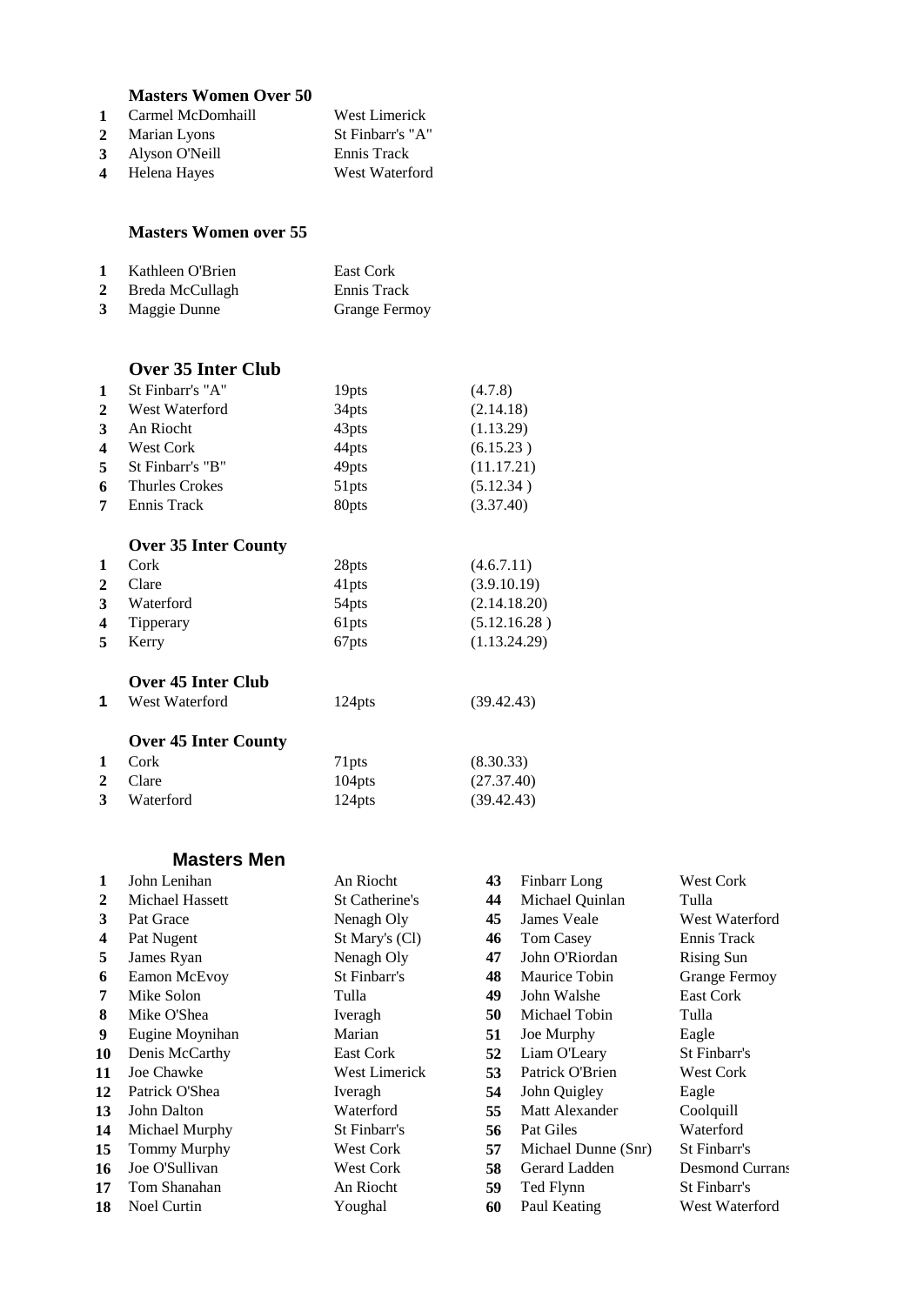### Masters Women Over 50

| | | |
|---|---|---|
| 1 | Carmel McDomhaill | West Limerick |
| 2 | Marian Lyons | St Finbarr's "A" |
| 3 | Alyson O'Neill | Ennis Track |
| 4 | Helena Hayes | West Waterford |

### Masters Women over 55

| | | |
|---|---|---|
| 1 | Kathleen O'Brien | East Cork |
| 2 | Breda McCullagh | Ennis Track |
| 3 | Maggie Dunne | Grange Fermoy |

### Over 35 Inter Club

| | | | |
|---|---|---|---|
| 1 | St Finbarr's "A" | 19pts | (4.7.8) |
| 2 | West Waterford | 34pts | (2.14.18) |
| 3 | An Riocht | 43pts | (1.13.29) |
| 4 | West Cork | 44pts | (6.15.23 ) |
| 5 | St Finbarr's "B" | 49pts | (11.17.21) |
| 6 | Thurles Crokes | 51pts | (5.12.34 ) |
| 7 | Ennis Track | 80pts | (3.37.40) |

### Over 35 Inter County

| | | | |
|---|---|---|---|
| 1 | Cork | 28pts | (4.6.7.11) |
| 2 | Clare | 41pts | (3.9.10.19) |
| 3 | Waterford | 54pts | (2.14.18.20) |
| 4 | Tipperary | 61pts | (5.12.16.28 ) |
| 5 | Kerry | 67pts | (1.13.24.29) |

### Over 45 Inter Club

| | | | |
|---|---|---|---|
| 1 | West Waterford | 124pts | (39.42.43) |

### Over 45 Inter County

| | | | |
|---|---|---|---|
| 1 | Cork | 71pts | (8.30.33) |
| 2 | Clare | 104pts | (27.37.40) |
| 3 | Waterford | 124pts | (39.42.43) |

### Masters Men

| | | |
|---|---|---|
| 1 | John Lenihan | An Riocht |
| 2 | Michael Hassett | St Catherine's |
| 3 | Pat Grace | Nenagh Oly |
| 4 | Pat Nugent | St Mary's (Cl) |
| 5 | James Ryan | Nenagh Oly |
| 6 | Eamon McEvoy | St Finbarr's |
| 7 | Mike Solon | Tulla |
| 8 | Mike O'Shea | Iveragh |
| 9 | Eugine Moynihan | Marian |
| 10 | Denis McCarthy | East Cork |
| 11 | Joe Chawke | West Limerick |
| 12 | Patrick O'Shea | Iveragh |
| 13 | John Dalton | Waterford |
| 14 | Michael Murphy | St Finbarr's |
| 15 | Tommy Murphy | West Cork |
| 16 | Joe O'Sullivan | West Cork |
| 17 | Tom Shanahan | An Riocht |
| 18 | Noel Curtin | Youghal |
| 43 | Finbarr Long | West Cork |
| 44 | Michael Quinlan | Tulla |
| 45 | James Veale | West Waterford |
| 46 | Tom Casey | Ennis Track |
| 47 | John O'Riordan | Rising Sun |
| 48 | Maurice Tobin | Grange Fermoy |
| 49 | John Walshe | East Cork |
| 50 | Michael Tobin | Tulla |
| 51 | Joe Murphy | Eagle |
| 52 | Liam O'Leary | St Finbarr's |
| 53 | Patrick O'Brien | West Cork |
| 54 | John Quigley | Eagle |
| 55 | Matt Alexander | Coolquill |
| 56 | Pat Giles | Waterford |
| 57 | Michael Dunne (Snr) | St Finbarr's |
| 58 | Gerard Ladden | Desmond Currans |
| 59 | Ted Flynn | St Finbarr's |
| 60 | Paul Keating | West Waterford |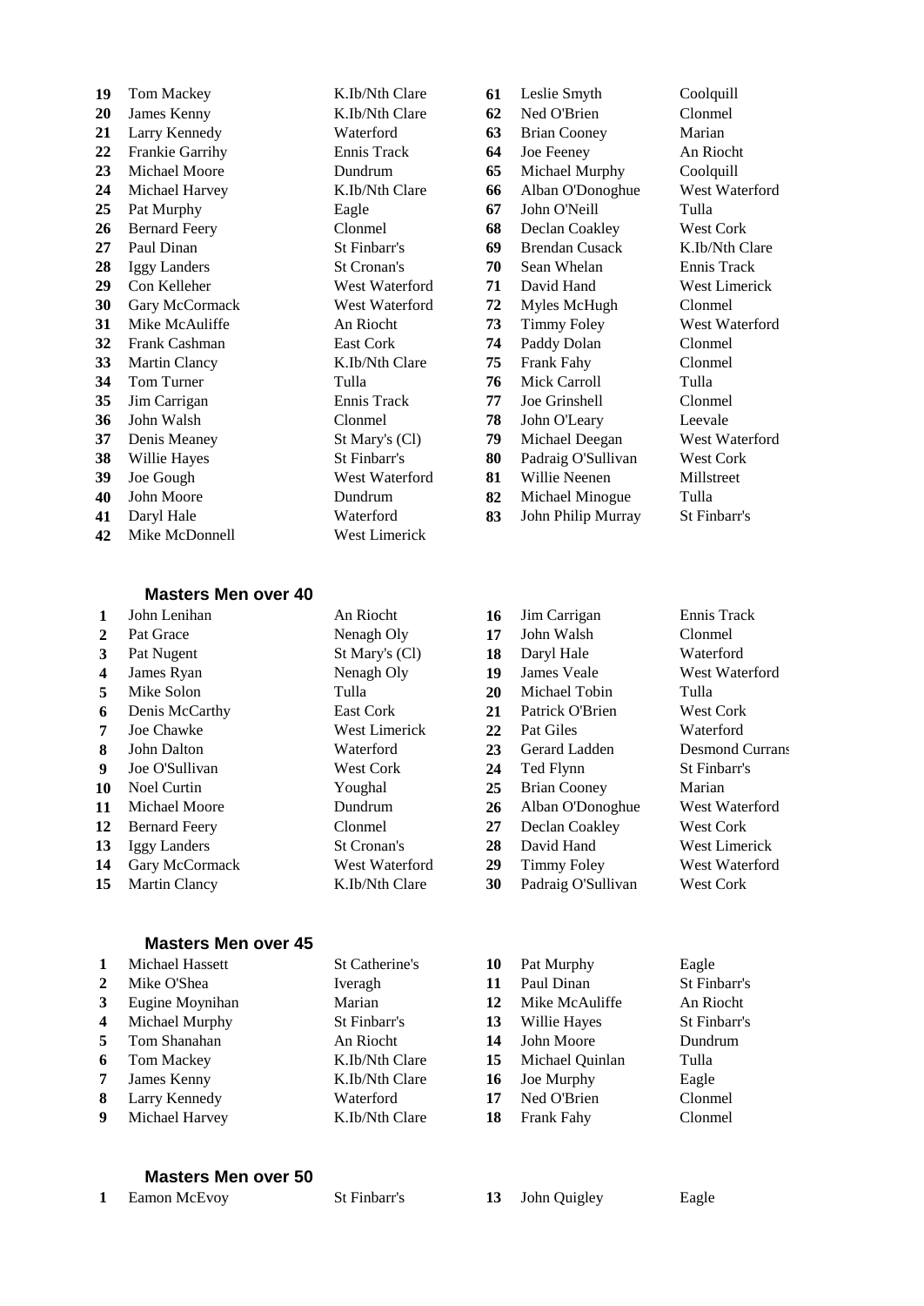| | | | | | |
|---|---|---|---|---|---|
| 19 | Tom Mackey | K.Ib/Nth Clare | 61 | Leslie Smyth | Coolquill |
| 20 | James Kenny | K.Ib/Nth Clare | 62 | Ned O'Brien | Clonmel |
| 21 | Larry Kennedy | Waterford | 63 | Brian Cooney | Marian |
| 22 | Frankie Garrihy | Ennis Track | 64 | Joe Feeney | An Riocht |
| 23 | Michael Moore | Dundrum | 65 | Michael Murphy | Coolquill |
| 24 | Michael Harvey | K.Ib/Nth Clare | 66 | Alban O'Donoghue | West Waterford |
| 25 | Pat Murphy | Eagle | 67 | John O'Neill | Tulla |
| 26 | Bernard Feery | Clonmel | 68 | Declan Coakley | West Cork |
| 27 | Paul Dinan | St Finbarr's | 69 | Brendan Cusack | K.Ib/Nth Clare |
| 28 | Iggy Landers | St Cronan's | 70 | Sean Whelan | Ennis Track |
| 29 | Con Kelleher | West Waterford | 71 | David Hand | West Limerick |
| 30 | Gary McCormack | West Waterford | 72 | Myles McHugh | Clonmel |
| 31 | Mike McAuliffe | An Riocht | 73 | Timmy Foley | West Waterford |
| 32 | Frank Cashman | East Cork | 74 | Paddy Dolan | Clonmel |
| 33 | Martin Clancy | K.Ib/Nth Clare | 75 | Frank Fahy | Clonmel |
| 34 | Tom Turner | Tulla | 76 | Mick Carroll | Tulla |
| 35 | Jim Carrigan | Ennis Track | 77 | Joe Grinshell | Clonmel |
| 36 | John Walsh | Clonmel | 78 | John O'Leary | Leevale |
| 37 | Denis Meaney | St Mary's (Cl) | 79 | Michael Deegan | West Waterford |
| 38 | Willie Hayes | St Finbarr's | 80 | Padraig O'Sullivan | West Cork |
| 39 | Joe Gough | West Waterford | 81 | Willie Neenen | Millstreet |
| 40 | John Moore | Dundrum | 82 | Michael Minogue | Tulla |
| 41 | Daryl Hale | Waterford | 83 | John Philip Murray | St Finbarr's |
| 42 | Mike McDonnell | West Limerick | | | |

### Masters Men over 40

| | | | | | |
|---|---|---|---|---|---|
| 1 | John Lenihan | An Riocht | 16 | Jim Carrigan | Ennis Track |
| 2 | Pat Grace | Nenagh Oly | 17 | John Walsh | Clonmel |
| 3 | Pat Nugent | St Mary's (Cl) | 18 | Daryl Hale | Waterford |
| 4 | James Ryan | Nenagh Oly | 19 | James Veale | West Waterford |
| 5 | Mike Solon | Tulla | 20 | Michael Tobin | Tulla |
| 6 | Denis McCarthy | East Cork | 21 | Patrick O'Brien | West Cork |
| 7 | Joe Chawke | West Limerick | 22 | Pat Giles | Waterford |
| 8 | John Dalton | Waterford | 23 | Gerard Ladden | Desmond Currans |
| 9 | Joe O'Sullivan | West Cork | 24 | Ted Flynn | St Finbarr's |
| 10 | Noel Curtin | Youghal | 25 | Brian Cooney | Marian |
| 11 | Michael Moore | Dundrum | 26 | Alban O'Donoghue | West Waterford |
| 12 | Bernard Feery | Clonmel | 27 | Declan Coakley | West Cork |
| 13 | Iggy Landers | St Cronan's | 28 | David Hand | West Limerick |
| 14 | Gary McCormack | West Waterford | 29 | Timmy Foley | West Waterford |
| 15 | Martin Clancy | K.Ib/Nth Clare | 30 | Padraig O'Sullivan | West Cork |

### Masters Men over 45

| | | | | | |
|---|---|---|---|---|---|
| 1 | Michael Hassett | St Catherine's | 10 | Pat Murphy | Eagle |
| 2 | Mike O'Shea | Iveragh | 11 | Paul Dinan | St Finbarr's |
| 3 | Eugine Moynihan | Marian | 12 | Mike McAuliffe | An Riocht |
| 4 | Michael Murphy | St Finbarr's | 13 | Willie Hayes | St Finbarr's |
| 5 | Tom Shanahan | An Riocht | 14 | John Moore | Dundrum |
| 6 | Tom Mackey | K.Ib/Nth Clare | 15 | Michael Quinlan | Tulla |
| 7 | James Kenny | K.Ib/Nth Clare | 16 | Joe Murphy | Eagle |
| 8 | Larry Kennedy | Waterford | 17 | Ned O'Brien | Clonmel |
| 9 | Michael Harvey | K.Ib/Nth Clare | 18 | Frank Fahy | Clonmel |

### Masters Men over 50

| | | | | | |
|---|---|---|---|---|---|
| 1 | Eamon McEvoy | St Finbarr's | 13 | John Quigley | Eagle |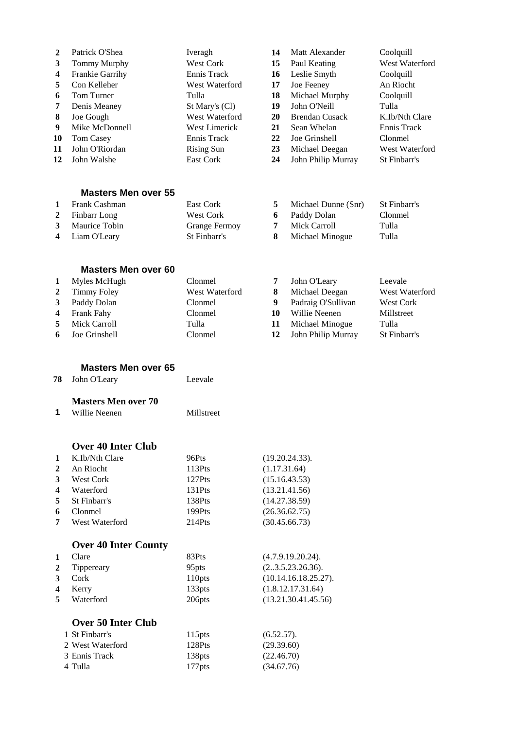| | | | | | |
|---|---|---|---|---|---|
| 2 | Patrick O'Shea | Iveragh | 14 | Matt Alexander | Coolquill |
| 3 | Tommy Murphy | West Cork | 15 | Paul Keating | West Waterford |
| 4 | Frankie Garrihy | Ennis Track | 16 | Leslie Smyth | Coolquill |
| 5 | Con Kelleher | West Waterford | 17 | Joe Feeney | An Riocht |
| 6 | Tom Turner | Tulla | 18 | Michael Murphy | Coolquill |
| 7 | Denis Meaney | St Mary's (Cl) | 19 | John O'Neill | Tulla |
| 8 | Joe Gough | West Waterford | 20 | Brendan Cusack | K.Ib/Nth Clare |
| 9 | Mike McDonnell | West Limerick | 21 | Sean Whelan | Ennis Track |
| 10 | Tom Casey | Ennis Track | 22 | Joe Grinshell | Clonmel |
| 11 | John O'Riordan | Rising Sun | 23 | Michael Deegan | West Waterford |
| 12 | John Walshe | East Cork | 24 | John Philip Murray | St Finbarr's |

## Masters Men over 55

| | | | | | |
|---|---|---|---|---|---|
| 1 | Frank Cashman | East Cork | 5 | Michael Dunne (Snr) | St Finbarr's |
| 2 | Finbarr Long | West Cork | 6 | Paddy Dolan | Clonmel |
| 3 | Maurice Tobin | Grange Fermoy | 7 | Mick Carroll | Tulla |
| 4 | Liam O'Leary | St Finbarr's | 8 | Michael Minogue | Tulla |

## Masters Men over 60

| | | | | | |
|---|---|---|---|---|---|
| 1 | Myles McHugh | Clonmel | 7 | John O'Leary | Leevale |
| 2 | Timmy Foley | West Waterford | 8 | Michael Deegan | West Waterford |
| 3 | Paddy Dolan | Clonmel | 9 | Padraig O'Sullivan | West Cork |
| 4 | Frank Fahy | Clonmel | 10 | Willie Neenen | Millstreet |
| 5 | Mick Carroll | Tulla | 11 | Michael Minogue | Tulla |
| 6 | Joe Grinshell | Clonmel | 12 | John Philip Murray | St Finbarr's |

## Masters Men over 65

| | | |
|---|---|---|
| 78 | John O'Leary | Leevale |

## Masters Men over 70

| | | |
|---|---|---|
| 1 | Willie Neenen | Millstreet |

## Over 40 Inter Club

| | | | |
|---|---|---|---|
| 1 | K.Ib/Nth Clare | 96Pts | (19.20.24.33). |
| 2 | An Riocht | 113Pts | (1.17.31.64) |
| 3 | West Cork | 127Pts | (15.16.43.53) |
| 4 | Waterford | 131Pts | (13.21.41.56) |
| 5 | St Finbarr's | 138Pts | (14.27.38.59) |
| 6 | Clonmel | 199Pts | (26.36.62.75) |
| 7 | West Waterford | 214Pts | (30.45.66.73) |

## Over 40 Inter County

| | | | |
|---|---|---|---|
| 1 | Clare | 83Pts | (4.7.9.19.20.24). |
| 2 | Tippereary | 95pts | (2..3.5.23.26.36). |
| 3 | Cork | 110pts | (10.14.16.18.25.27). |
| 4 | Kerry | 133pts | (1.8.12.17.31.64) |
| 5 | Waterford | 206pts | (13.21.30.41.45.56) |

## Over 50 Inter Club

| | | |
|---|---|---|
| 1 St Finbarr's | 115pts | (6.52.57). |
| 2 West Waterford | 128Pts | (29.39.60) |
| 3 Ennis Track | 138pts | (22.46.70) |
| 4 Tulla | 177pts | (34.67.76) |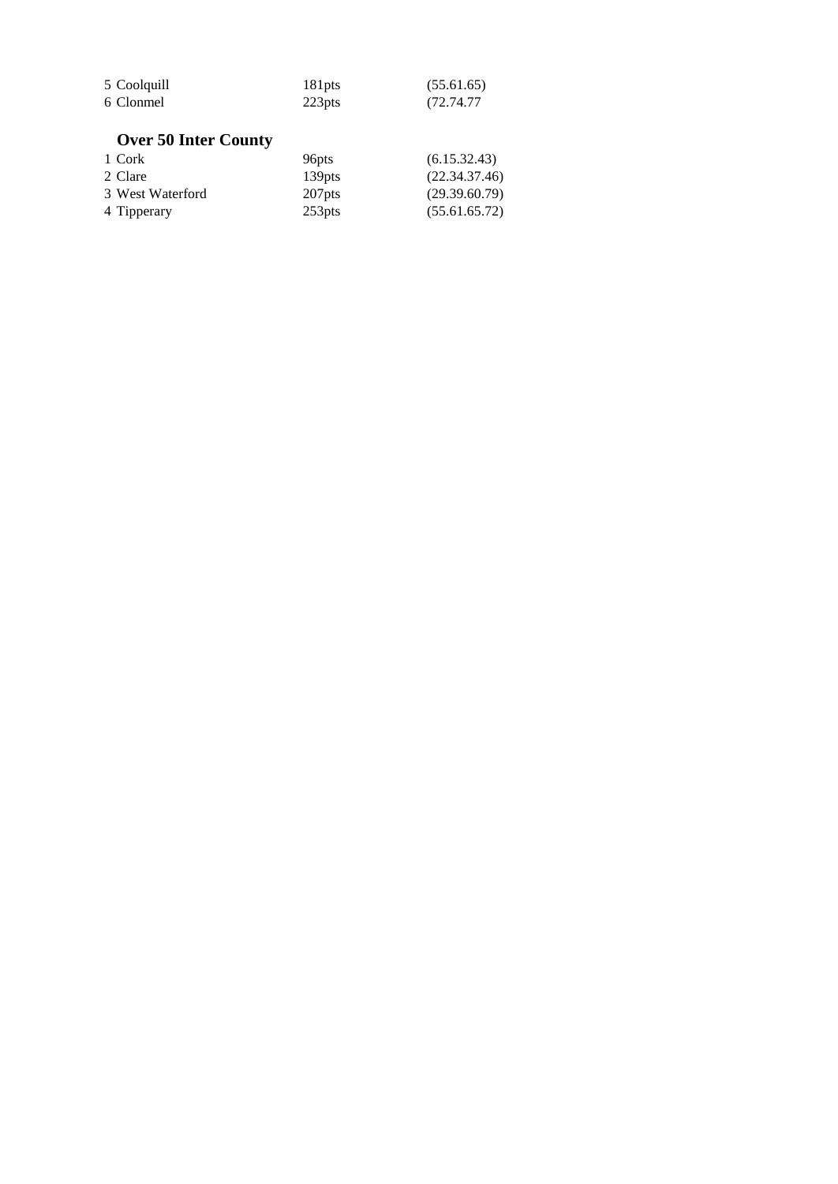| | | |
|---|---|---|
| 5 Coolquill | 181pts | (55.61.65) |
| 6 Clonmel | 223pts | (72.74.77 |

### Over 50 Inter County

| | | |
|---|---|---|
| 1 Cork | 96pts | (6.15.32.43) |
| 2 Clare | 139pts | (22.34.37.46) |
| 3 West Waterford | 207pts | (29.39.60.79) |
| 4 Tipperary | 253pts | (55.61.65.72) |